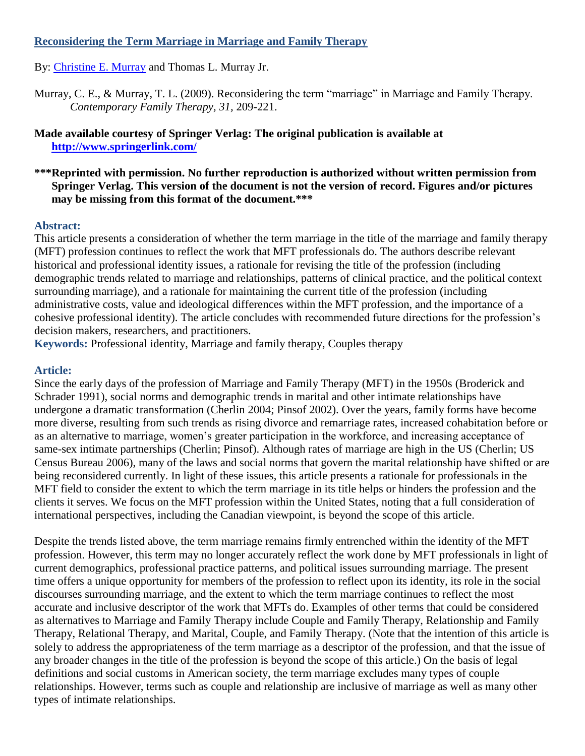# [Reconsidering the Term Marriage in Marriage and Family Therapy](#)

By: [Christine E. Murray](#) and Thomas L. Murray Jr.

Murray, C. E., & Murray, T. L. (2009). Reconsidering the term "marriage" in Marriage and Family Therapy. *Contemporary Family Therapy, 31,* 209-221.

**Made available courtesy of Springer Verlag: The original publication is available at [http://www.springerlink.com/](http://www.springerlink.com/)**

**\*\*\*Reprinted with permission. No further reproduction is authorized without written permission from Springer Verlag. This version of the document is not the version of record. Figures and/or pictures may be missing from this format of the document.\*\*\***

## Abstract:

This article presents a consideration of whether the term marriage in the title of the marriage and family therapy (MFT) profession continues to reflect the work that MFT professionals do. The authors describe relevant historical and professional identity issues, a rationale for revising the title of the profession (including demographic trends related to marriage and relationships, patterns of clinical practice, and the political context surrounding marriage), and a rationale for maintaining the current title of the profession (including administrative costs, value and ideological differences within the MFT profession, and the importance of a cohesive professional identity). The article concludes with recommended future directions for the profession's decision makers, researchers, and practitioners.

**Keywords:** Professional identity, Marriage and family therapy, Couples therapy

## Article:

Since the early days of the profession of Marriage and Family Therapy (MFT) in the 1950s (Broderick and Schrader 1991), social norms and demographic trends in marital and other intimate relationships have undergone a dramatic transformation (Cherlin 2004; Pinsof 2002). Over the years, family forms have become more diverse, resulting from such trends as rising divorce and remarriage rates, increased cohabitation before or as an alternative to marriage, women's greater participation in the workforce, and increasing acceptance of same-sex intimate partnerships (Cherlin; Pinsof). Although rates of marriage are high in the US (Cherlin; US Census Bureau 2006), many of the laws and social norms that govern the marital relationship have shifted or are being reconsidered currently. In light of these issues, this article presents a rationale for professionals in the MFT field to consider the extent to which the term marriage in its title helps or hinders the profession and the clients it serves. We focus on the MFT profession within the United States, noting that a full consideration of international perspectives, including the Canadian viewpoint, is beyond the scope of this article.

Despite the trends listed above, the term marriage remains firmly entrenched within the identity of the MFT profession. However, this term may no longer accurately reflect the work done by MFT professionals in light of current demographics, professional practice patterns, and political issues surrounding marriage. The present time offers a unique opportunity for members of the profession to reflect upon its identity, its role in the social discourses surrounding marriage, and the extent to which the term marriage continues to reflect the most accurate and inclusive descriptor of the work that MFTs do. Examples of other terms that could be considered as alternatives to Marriage and Family Therapy include Couple and Family Therapy, Relationship and Family Therapy, Relational Therapy, and Marital, Couple, and Family Therapy. (Note that the intention of this article is solely to address the appropriateness of the term marriage as a descriptor of the profession, and that the issue of any broader changes in the title of the profession is beyond the scope of this article.) On the basis of legal definitions and social customs in American society, the term marriage excludes many types of couple relationships. However, terms such as couple and relationship are inclusive of marriage as well as many other types of intimate relationships.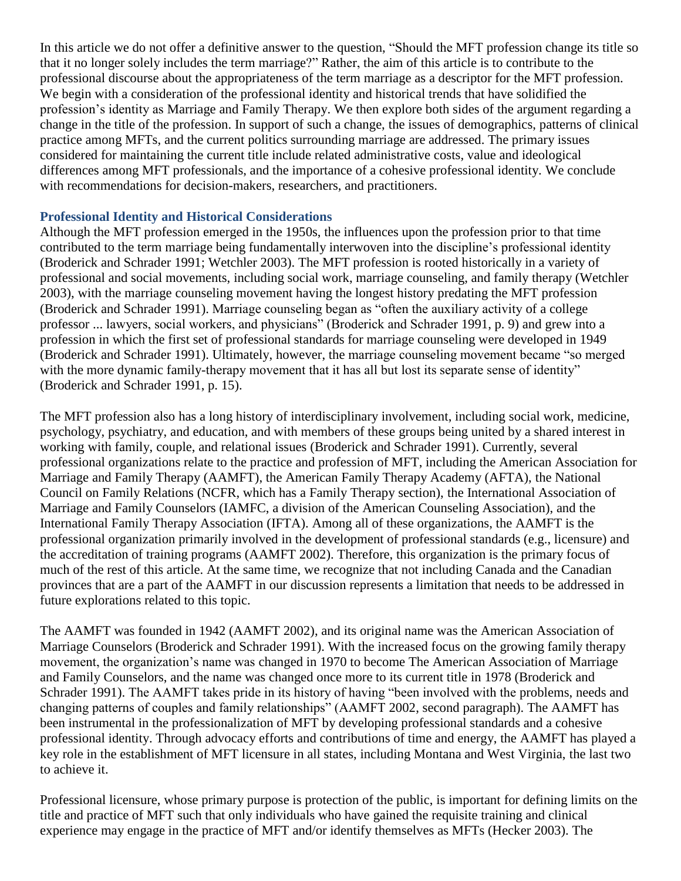In this article we do not offer a definitive answer to the question, "Should the MFT profession change its title so that it no longer solely includes the term marriage?" Rather, the aim of this article is to contribute to the professional discourse about the appropriateness of the term marriage as a descriptor for the MFT profession. We begin with a consideration of the professional identity and historical trends that have solidified the profession's identity as Marriage and Family Therapy. We then explore both sides of the argument regarding a change in the title of the profession. In support of such a change, the issues of demographics, patterns of clinical practice among MFTs, and the current politics surrounding marriage are addressed. The primary issues considered for maintaining the current title include related administrative costs, value and ideological differences among MFT professionals, and the importance of a cohesive professional identity. We conclude with recommendations for decision-makers, researchers, and practitioners.

## Professional Identity and Historical Considerations

Although the MFT profession emerged in the 1950s, the influences upon the profession prior to that time contributed to the term marriage being fundamentally interwoven into the discipline's professional identity (Broderick and Schrader 1991; Wetchler 2003). The MFT profession is rooted historically in a variety of professional and social movements, including social work, marriage counseling, and family therapy (Wetchler 2003), with the marriage counseling movement having the longest history predating the MFT profession (Broderick and Schrader 1991). Marriage counseling began as "often the auxiliary activity of a college professor ... lawyers, social workers, and physicians" (Broderick and Schrader 1991, p. 9) and grew into a profession in which the first set of professional standards for marriage counseling were developed in 1949 (Broderick and Schrader 1991). Ultimately, however, the marriage counseling movement became "so merged with the more dynamic family-therapy movement that it has all but lost its separate sense of identity" (Broderick and Schrader 1991, p. 15).

The MFT profession also has a long history of interdisciplinary involvement, including social work, medicine, psychology, psychiatry, and education, and with members of these groups being united by a shared interest in working with family, couple, and relational issues (Broderick and Schrader 1991). Currently, several professional organizations relate to the practice and profession of MFT, including the American Association for Marriage and Family Therapy (AAMFT), the American Family Therapy Academy (AFTA), the National Council on Family Relations (NCFR, which has a Family Therapy section), the International Association of Marriage and Family Counselors (IAMFC, a division of the American Counseling Association), and the International Family Therapy Association (IFTA). Among all of these organizations, the AAMFT is the professional organization primarily involved in the development of professional standards (e.g., licensure) and the accreditation of training programs (AAMFT 2002). Therefore, this organization is the primary focus of much of the rest of this article. At the same time, we recognize that not including Canada and the Canadian provinces that are a part of the AAMFT in our discussion represents a limitation that needs to be addressed in future explorations related to this topic.

The AAMFT was founded in 1942 (AAMFT 2002), and its original name was the American Association of Marriage Counselors (Broderick and Schrader 1991). With the increased focus on the growing family therapy movement, the organization's name was changed in 1970 to become The American Association of Marriage and Family Counselors, and the name was changed once more to its current title in 1978 (Broderick and Schrader 1991). The AAMFT takes pride in its history of having "been involved with the problems, needs and changing patterns of couples and family relationships" (AAMFT 2002, second paragraph). The AAMFT has been instrumental in the professionalization of MFT by developing professional standards and a cohesive professional identity. Through advocacy efforts and contributions of time and energy, the AAMFT has played a key role in the establishment of MFT licensure in all states, including Montana and West Virginia, the last two to achieve it.

Professional licensure, whose primary purpose is protection of the public, is important for defining limits on the title and practice of MFT such that only individuals who have gained the requisite training and clinical experience may engage in the practice of MFT and/or identify themselves as MFTs (Hecker 2003). The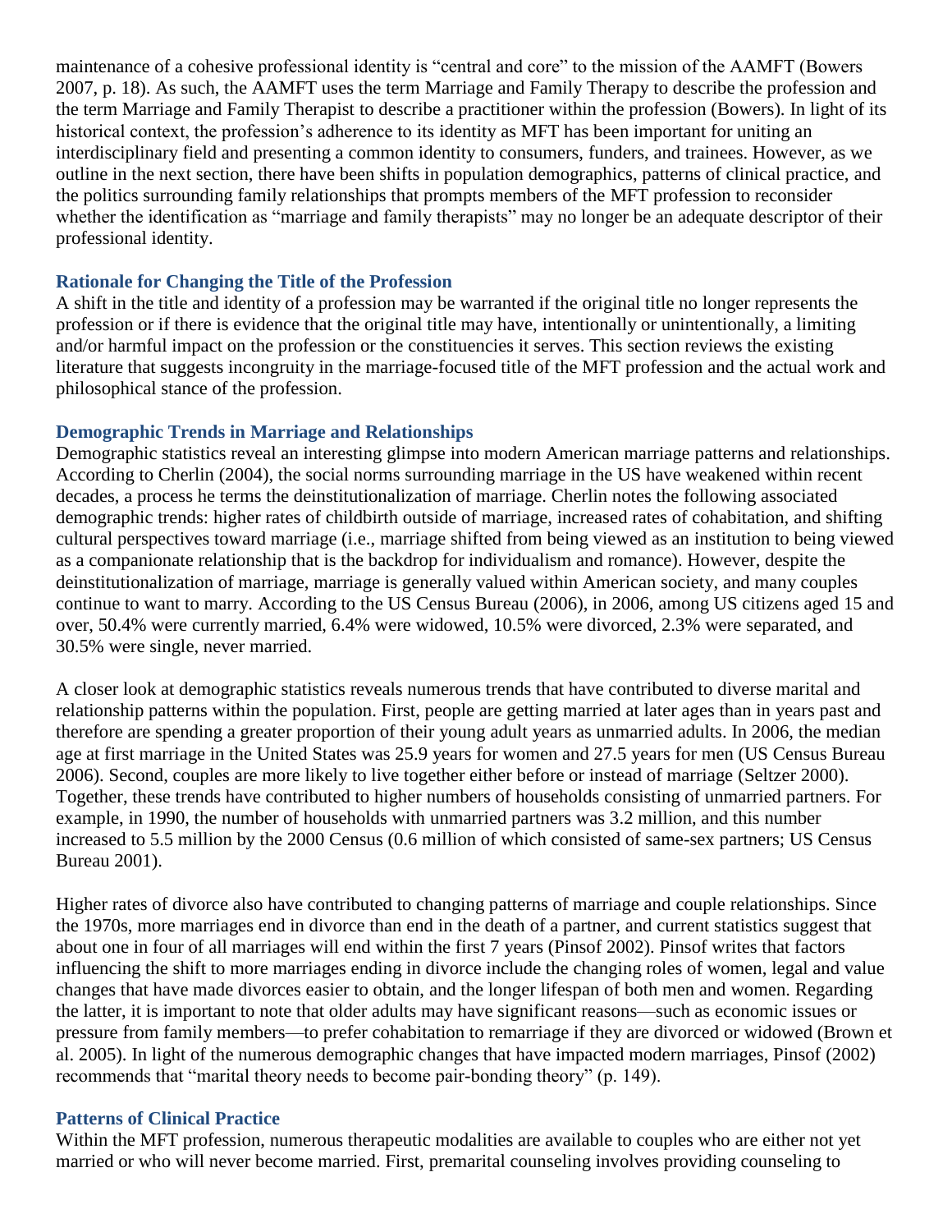maintenance of a cohesive professional identity is "central and core" to the mission of the AAMFT (Bowers 2007, p. 18). As such, the AAMFT uses the term Marriage and Family Therapy to describe the profession and the term Marriage and Family Therapist to describe a practitioner within the profession (Bowers). In light of its historical context, the profession's adherence to its identity as MFT has been important for uniting an interdisciplinary field and presenting a common identity to consumers, funders, and trainees. However, as we outline in the next section, there have been shifts in population demographics, patterns of clinical practice, and the politics surrounding family relationships that prompts members of the MFT profession to reconsider whether the identification as "marriage and family therapists" may no longer be an adequate descriptor of their professional identity.

## Rationale for Changing the Title of the Profession

A shift in the title and identity of a profession may be warranted if the original title no longer represents the profession or if there is evidence that the original title may have, intentionally or unintentionally, a limiting and/or harmful impact on the profession or the constituencies it serves. This section reviews the existing literature that suggests incongruity in the marriage-focused title of the MFT profession and the actual work and philosophical stance of the profession.

### Demographic Trends in Marriage and Relationships

Demographic statistics reveal an interesting glimpse into modern American marriage patterns and relationships. According to Cherlin (2004), the social norms surrounding marriage in the US have weakened within recent decades, a process he terms the deinstitutionalization of marriage. Cherlin notes the following associated demographic trends: higher rates of childbirth outside of marriage, increased rates of cohabitation, and shifting cultural perspectives toward marriage (i.e., marriage shifted from being viewed as an institution to being viewed as a companionate relationship that is the backdrop for individualism and romance). However, despite the deinstitutionalization of marriage, marriage is generally valued within American society, and many couples continue to want to marry. According to the US Census Bureau (2006), in 2006, among US citizens aged 15 and over, 50.4% were currently married, 6.4% were widowed, 10.5% were divorced, 2.3% were separated, and 30.5% were single, never married.

A closer look at demographic statistics reveals numerous trends that have contributed to diverse marital and relationship patterns within the population. First, people are getting married at later ages than in years past and therefore are spending a greater proportion of their young adult years as unmarried adults. In 2006, the median age at first marriage in the United States was 25.9 years for women and 27.5 years for men (US Census Bureau 2006). Second, couples are more likely to live together either before or instead of marriage (Seltzer 2000). Together, these trends have contributed to higher numbers of households consisting of unmarried partners. For example, in 1990, the number of households with unmarried partners was 3.2 million, and this number increased to 5.5 million by the 2000 Census (0.6 million of which consisted of same-sex partners; US Census Bureau 2001).

Higher rates of divorce also have contributed to changing patterns of marriage and couple relationships. Since the 1970s, more marriages end in divorce than end in the death of a partner, and current statistics suggest that about one in four of all marriages will end within the first 7 years (Pinsof 2002). Pinsof writes that factors influencing the shift to more marriages ending in divorce include the changing roles of women, legal and value changes that have made divorces easier to obtain, and the longer lifespan of both men and women. Regarding the latter, it is important to note that older adults may have significant reasons—such as economic issues or pressure from family members—to prefer cohabitation to remarriage if they are divorced or widowed (Brown et al. 2005). In light of the numerous demographic changes that have impacted modern marriages, Pinsof (2002) recommends that "marital theory needs to become pair-bonding theory" (p. 149).

### Patterns of Clinical Practice

Within the MFT profession, numerous therapeutic modalities are available to couples who are either not yet married or who will never become married. First, premarital counseling involves providing counseling to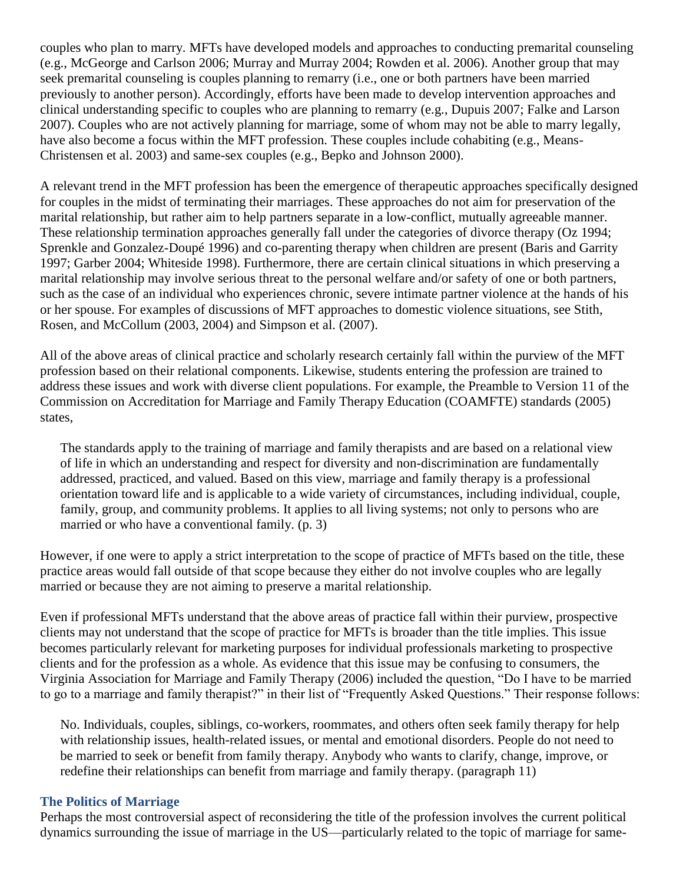couples who plan to marry. MFTs have developed models and approaches to conducting premarital counseling (e.g., McGeorge and Carlson 2006; Murray and Murray 2004; Rowden et al. 2006). Another group that may seek premarital counseling is couples planning to remarry (i.e., one or both partners have been married previously to another person). Accordingly, efforts have been made to develop intervention approaches and clinical understanding specific to couples who are planning to remarry (e.g., Dupuis 2007; Falke and Larson 2007). Couples who are not actively planning for marriage, some of whom may not be able to marry legally, have also become a focus within the MFT profession. These couples include cohabiting (e.g., Means-Christensen et al. 2003) and same-sex couples (e.g., Bepko and Johnson 2000).

A relevant trend in the MFT profession has been the emergence of therapeutic approaches specifically designed for couples in the midst of terminating their marriages. These approaches do not aim for preservation of the marital relationship, but rather aim to help partners separate in a low-conflict, mutually agreeable manner. These relationship termination approaches generally fall under the categories of divorce therapy (Oz 1994; Sprenkle and Gonzalez-Doupé 1996) and co-parenting therapy when children are present (Baris and Garrity 1997; Garber 2004; Whiteside 1998). Furthermore, there are certain clinical situations in which preserving a marital relationship may involve serious threat to the personal welfare and/or safety of one or both partners, such as the case of an individual who experiences chronic, severe intimate partner violence at the hands of his or her spouse. For examples of discussions of MFT approaches to domestic violence situations, see Stith, Rosen, and McCollum (2003, 2004) and Simpson et al. (2007).

All of the above areas of clinical practice and scholarly research certainly fall within the purview of the MFT profession based on their relational components. Likewise, students entering the profession are trained to address these issues and work with diverse client populations. For example, the Preamble to Version 11 of the Commission on Accreditation for Marriage and Family Therapy Education (COAMFTE) standards (2005) states,

> The standards apply to the training of marriage and family therapists and are based on a relational view of life in which an understanding and respect for diversity and non-discrimination are fundamentally addressed, practiced, and valued. Based on this view, marriage and family therapy is a professional orientation toward life and is applicable to a wide variety of circumstances, including individual, couple, family, group, and community problems. It applies to all living systems; not only to persons who are married or who have a conventional family. (p. 3)

However, if one were to apply a strict interpretation to the scope of practice of MFTs based on the title, these practice areas would fall outside of that scope because they either do not involve couples who are legally married or because they are not aiming to preserve a marital relationship.

Even if professional MFTs understand that the above areas of practice fall within their purview, prospective clients may not understand that the scope of practice for MFTs is broader than the title implies. This issue becomes particularly relevant for marketing purposes for individual professionals marketing to prospective clients and for the profession as a whole. As evidence that this issue may be confusing to consumers, the Virginia Association for Marriage and Family Therapy (2006) included the question, "Do I have to be married to go to a marriage and family therapist?" in their list of "Frequently Asked Questions." Their response follows:

> No. Individuals, couples, siblings, co-workers, roommates, and others often seek family therapy for help with relationship issues, health-related issues, or mental and emotional disorders. People do not need to be married to seek or benefit from family therapy. Anybody who wants to clarify, change, improve, or redefine their relationships can benefit from marriage and family therapy. (paragraph 11)

### The Politics of Marriage

Perhaps the most controversial aspect of reconsidering the title of the profession involves the current political dynamics surrounding the issue of marriage in the US—particularly related to the topic of marriage for same-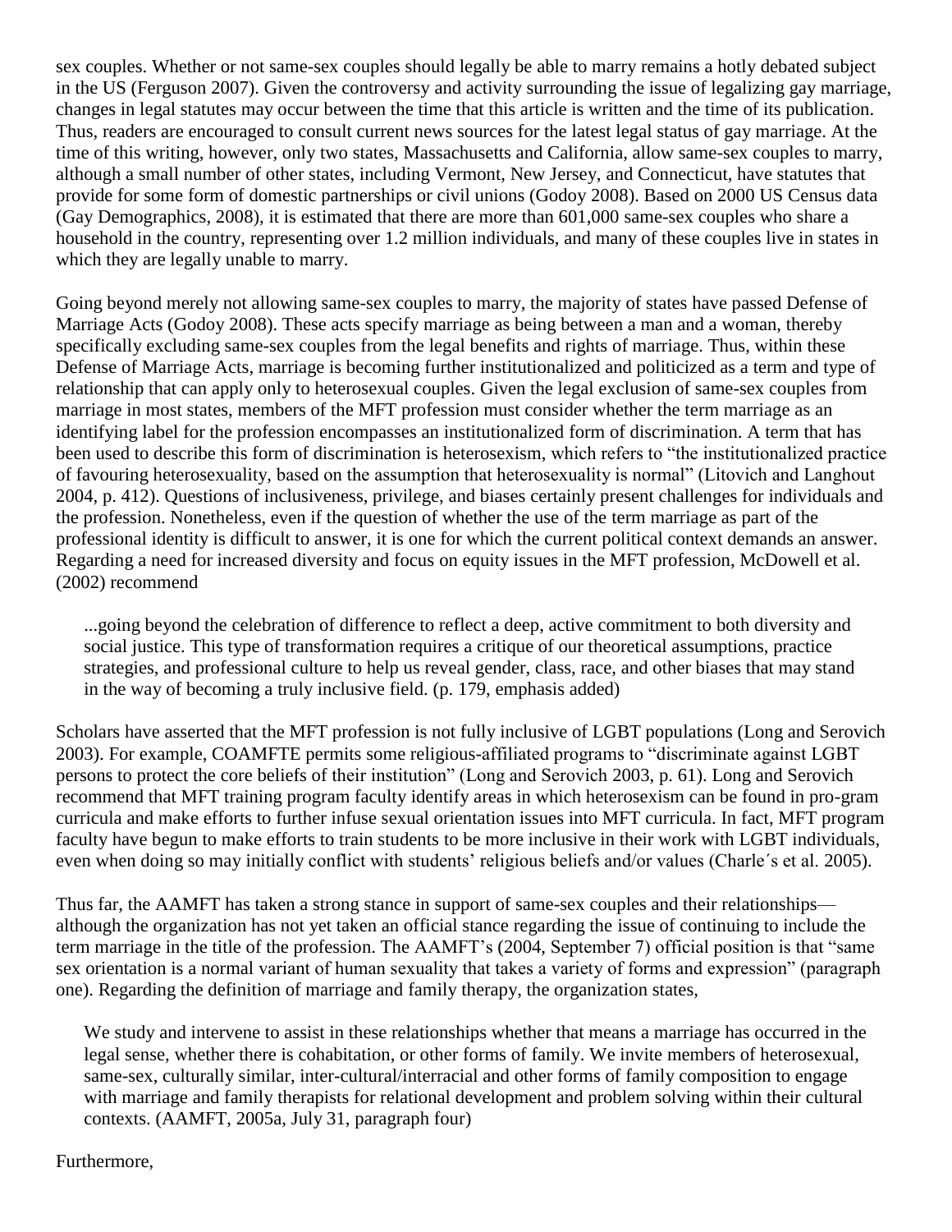sex couples. Whether or not same-sex couples should legally be able to marry remains a hotly debated subject in the US (Ferguson 2007). Given the controversy and activity surrounding the issue of legalizing gay marriage, changes in legal statutes may occur between the time that this article is written and the time of its publication. Thus, readers are encouraged to consult current news sources for the latest legal status of gay marriage. At the time of this writing, however, only two states, Massachusetts and California, allow same-sex couples to marry, although a small number of other states, including Vermont, New Jersey, and Connecticut, have statutes that provide for some form of domestic partnerships or civil unions (Godoy 2008). Based on 2000 US Census data (Gay Demographics, 2008), it is estimated that there are more than 601,000 same-sex couples who share a household in the country, representing over 1.2 million individuals, and many of these couples live in states in which they are legally unable to marry.

Going beyond merely not allowing same-sex couples to marry, the majority of states have passed Defense of Marriage Acts (Godoy 2008). These acts specify marriage as being between a man and a woman, thereby specifically excluding same-sex couples from the legal benefits and rights of marriage. Thus, within these Defense of Marriage Acts, marriage is becoming further institutionalized and politicized as a term and type of relationship that can apply only to heterosexual couples. Given the legal exclusion of same-sex couples from marriage in most states, members of the MFT profession must consider whether the term marriage as an identifying label for the profession encompasses an institutionalized form of discrimination. A term that has been used to describe this form of discrimination is heterosexism, which refers to "the institutionalized practice of favouring heterosexuality, based on the assumption that heterosexuality is normal" (Litovich and Langhout 2004, p. 412). Questions of inclusiveness, privilege, and biases certainly present challenges for individuals and the profession. Nonetheless, even if the question of whether the use of the term marriage as part of the professional identity is difficult to answer, it is one for which the current political context demands an answer. Regarding a need for increased diversity and focus on equity issues in the MFT profession, McDowell et al. (2002) recommend

> ...going beyond the celebration of difference to reflect a deep, active commitment to both diversity and social justice. This type of transformation requires a critique of our theoretical assumptions, practice strategies, and professional culture to help us reveal gender, class, race, and other biases that may stand in the way of becoming a truly inclusive field. (p. 179, emphasis added)

Scholars have asserted that the MFT profession is not fully inclusive of LGBT populations (Long and Serovich 2003). For example, COAMFTE permits some religious-affiliated programs to "discriminate against LGBT persons to protect the core beliefs of their institution" (Long and Serovich 2003, p. 61). Long and Serovich recommend that MFT training program faculty identify areas in which heterosexism can be found in pro-gram curricula and make efforts to further infuse sexual orientation issues into MFT curricula. In fact, MFT program faculty have begun to make efforts to train students to be more inclusive in their work with LGBT individuals, even when doing so may initially conflict with students' religious beliefs and/or values (Charle´s et al. 2005).

Thus far, the AAMFT has taken a strong stance in support of same-sex couples and their relationships—although the organization has not yet taken an official stance regarding the issue of continuing to include the term marriage in the title of the profession. The AAMFT's (2004, September 7) official position is that "same sex orientation is a normal variant of human sexuality that takes a variety of forms and expression" (paragraph one). Regarding the definition of marriage and family therapy, the organization states,

> We study and intervene to assist in these relationships whether that means a marriage has occurred in the legal sense, whether there is cohabitation, or other forms of family. We invite members of heterosexual, same-sex, culturally similar, inter-cultural/interracial and other forms of family composition to engage with marriage and family therapists for relational development and problem solving within their cultural contexts. (AAMFT, 2005a, July 31, paragraph four)

Furthermore,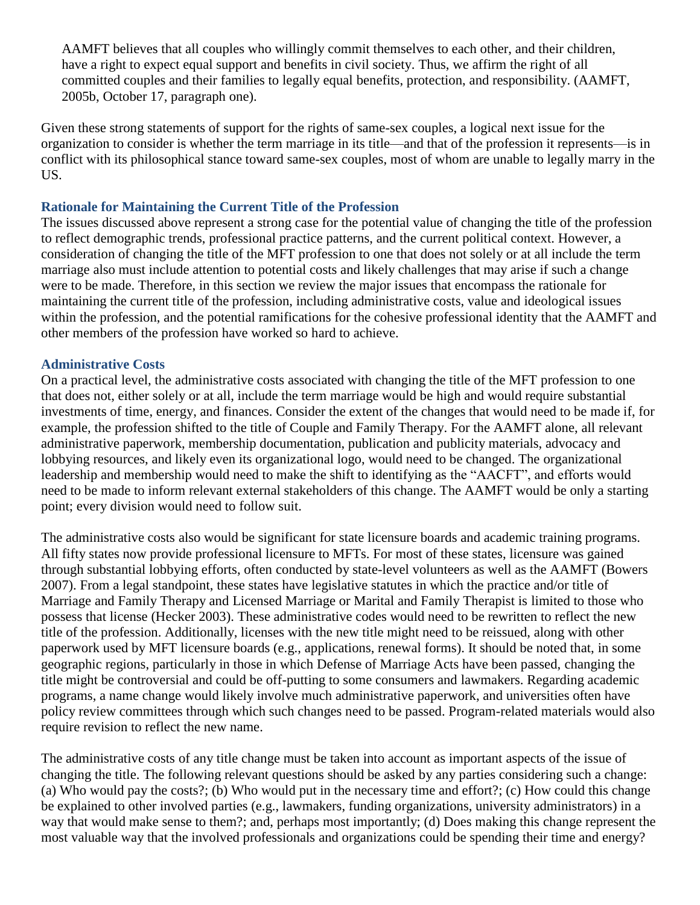> AAMFT believes that all couples who willingly commit themselves to each other, and their children, have a right to expect equal support and benefits in civil society. Thus, we affirm the right of all committed couples and their families to legally equal benefits, protection, and responsibility. (AAMFT, 2005b, October 17, paragraph one).

Given these strong statements of support for the rights of same-sex couples, a logical next issue for the organization to consider is whether the term marriage in its title—and that of the profession it represents—is in conflict with its philosophical stance toward same-sex couples, most of whom are unable to legally marry in the US.

### Rationale for Maintaining the Current Title of the Profession

The issues discussed above represent a strong case for the potential value of changing the title of the profession to reflect demographic trends, professional practice patterns, and the current political context. However, a consideration of changing the title of the MFT profession to one that does not solely or at all include the term marriage also must include attention to potential costs and likely challenges that may arise if such a change were to be made. Therefore, in this section we review the major issues that encompass the rationale for maintaining the current title of the profession, including administrative costs, value and ideological issues within the profession, and the potential ramifications for the cohesive professional identity that the AAMFT and other members of the profession have worked so hard to achieve.

### Administrative Costs

On a practical level, the administrative costs associated with changing the title of the MFT profession to one that does not, either solely or at all, include the term marriage would be high and would require substantial investments of time, energy, and finances. Consider the extent of the changes that would need to be made if, for example, the profession shifted to the title of Couple and Family Therapy. For the AAMFT alone, all relevant administrative paperwork, membership documentation, publication and publicity materials, advocacy and lobbying resources, and likely even its organizational logo, would need to be changed. The organizational leadership and membership would need to make the shift to identifying as the "AACFT", and efforts would need to be made to inform relevant external stakeholders of this change. The AAMFT would be only a starting point; every division would need to follow suit.

The administrative costs also would be significant for state licensure boards and academic training programs. All fifty states now provide professional licensure to MFTs. For most of these states, licensure was gained through substantial lobbying efforts, often conducted by state-level volunteers as well as the AAMFT (Bowers 2007). From a legal standpoint, these states have legislative statutes in which the practice and/or title of Marriage and Family Therapy and Licensed Marriage or Marital and Family Therapist is limited to those who possess that license (Hecker 2003). These administrative codes would need to be rewritten to reflect the new title of the profession. Additionally, licenses with the new title might need to be reissued, along with other paperwork used by MFT licensure boards (e.g., applications, renewal forms). It should be noted that, in some geographic regions, particularly in those in which Defense of Marriage Acts have been passed, changing the title might be controversial and could be off-putting to some consumers and lawmakers. Regarding academic programs, a name change would likely involve much administrative paperwork, and universities often have policy review committees through which such changes need to be passed. Program-related materials would also require revision to reflect the new name.

The administrative costs of any title change must be taken into account as important aspects of the issue of changing the title. The following relevant questions should be asked by any parties considering such a change: (a) Who would pay the costs?; (b) Who would put in the necessary time and effort?; (c) How could this change be explained to other involved parties (e.g., lawmakers, funding organizations, university administrators) in a way that would make sense to them?; and, perhaps most importantly; (d) Does making this change represent the most valuable way that the involved professionals and organizations could be spending their time and energy?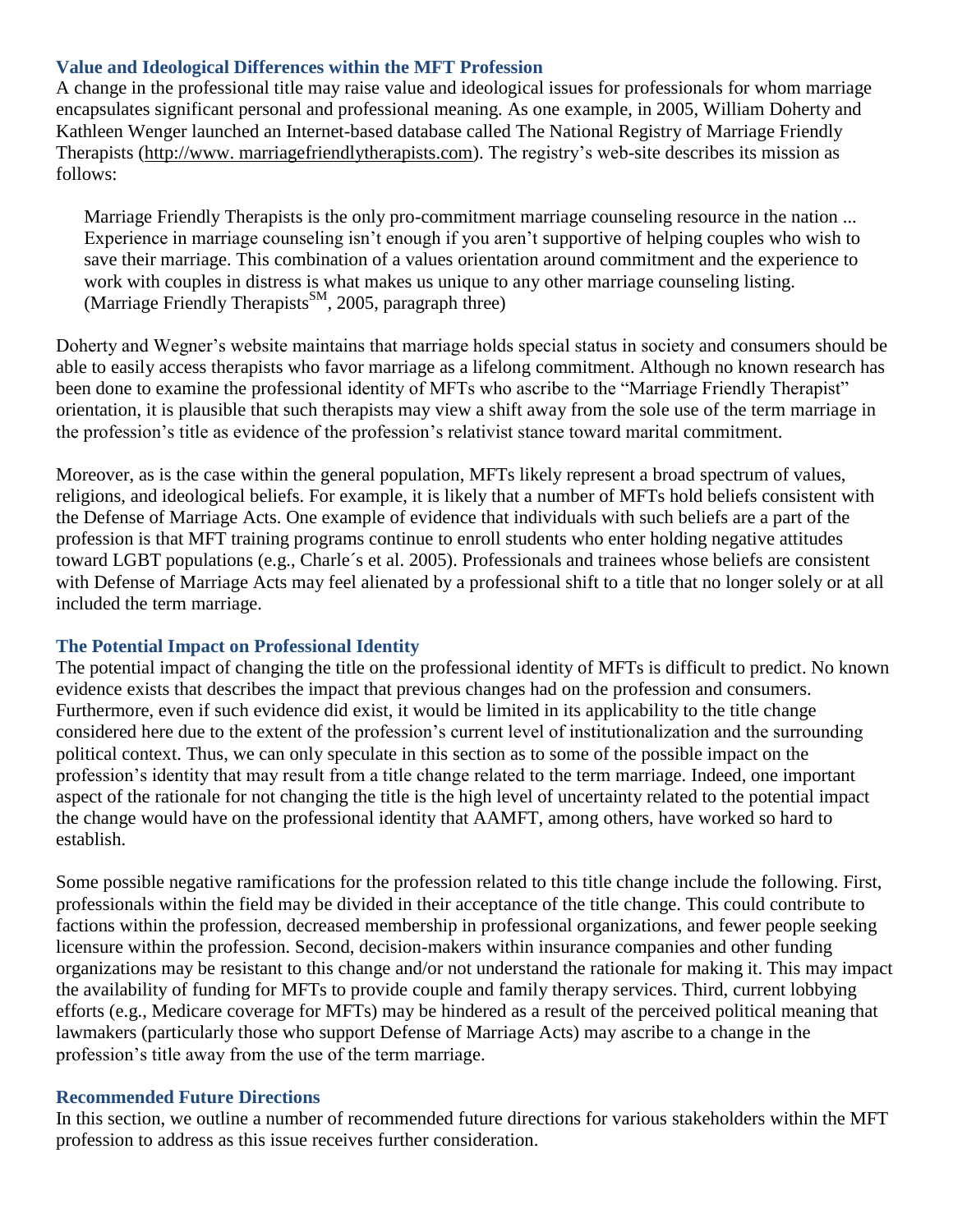### Value and Ideological Differences within the MFT Profession

A change in the professional title may raise value and ideological issues for professionals for whom marriage encapsulates significant personal and professional meaning. As one example, in 2005, William Doherty and Kathleen Wenger launched an Internet-based database called The National Registry of Marriage Friendly Therapists (http://www. marriagefriendlytherapists.com). The registry's web-site describes its mission as follows:

> Marriage Friendly Therapists is the only pro-commitment marriage counseling resource in the nation ... Experience in marriage counseling isn't enough if you aren't supportive of helping couples who wish to save their marriage. This combination of a values orientation around commitment and the experience to work with couples in distress is what makes us unique to any other marriage counseling listing. (Marriage Friendly Therapists^SM, 2005, paragraph three)

Doherty and Wegner's website maintains that marriage holds special status in society and consumers should be able to easily access therapists who favor marriage as a lifelong commitment. Although no known research has been done to examine the professional identity of MFTs who ascribe to the "Marriage Friendly Therapist" orientation, it is plausible that such therapists may view a shift away from the sole use of the term marriage in the profession's title as evidence of the profession's relativist stance toward marital commitment.

Moreover, as is the case within the general population, MFTs likely represent a broad spectrum of values, religions, and ideological beliefs. For example, it is likely that a number of MFTs hold beliefs consistent with the Defense of Marriage Acts. One example of evidence that individuals with such beliefs are a part of the profession is that MFT training programs continue to enroll students who enter holding negative attitudes toward LGBT populations (e.g., Charle´s et al. 2005). Professionals and trainees whose beliefs are consistent with Defense of Marriage Acts may feel alienated by a professional shift to a title that no longer solely or at all included the term marriage.

### The Potential Impact on Professional Identity

The potential impact of changing the title on the professional identity of MFTs is difficult to predict. No known evidence exists that describes the impact that previous changes had on the profession and consumers. Furthermore, even if such evidence did exist, it would be limited in its applicability to the title change considered here due to the extent of the profession's current level of institutionalization and the surrounding political context. Thus, we can only speculate in this section as to some of the possible impact on the profession's identity that may result from a title change related to the term marriage. Indeed, one important aspect of the rationale for not changing the title is the high level of uncertainty related to the potential impact the change would have on the professional identity that AAMFT, among others, have worked so hard to establish.

Some possible negative ramifications for the profession related to this title change include the following. First, professionals within the field may be divided in their acceptance of the title change. This could contribute to factions within the profession, decreased membership in professional organizations, and fewer people seeking licensure within the profession. Second, decision-makers within insurance companies and other funding organizations may be resistant to this change and/or not understand the rationale for making it. This may impact the availability of funding for MFTs to provide couple and family therapy services. Third, current lobbying efforts (e.g., Medicare coverage for MFTs) may be hindered as a result of the perceived political meaning that lawmakers (particularly those who support Defense of Marriage Acts) may ascribe to a change in the profession's title away from the use of the term marriage.

### Recommended Future Directions

In this section, we outline a number of recommended future directions for various stakeholders within the MFT profession to address as this issue receives further consideration.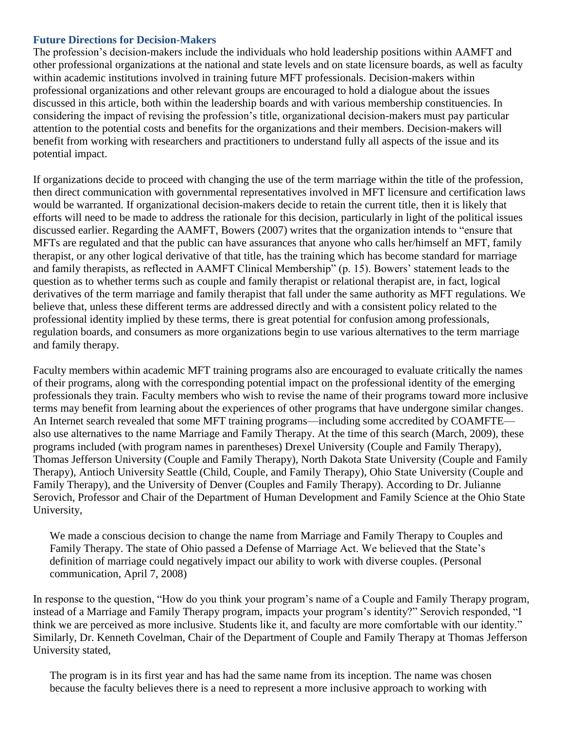### Future Directions for Decision-Makers

The profession's decision-makers include the individuals who hold leadership positions within AAMFT and other professional organizations at the national and state levels and on state licensure boards, as well as faculty within academic institutions involved in training future MFT professionals. Decision-makers within professional organizations and other relevant groups are encouraged to hold a dialogue about the issues discussed in this article, both within the leadership boards and with various membership constituencies. In considering the impact of revising the profession's title, organizational decision-makers must pay particular attention to the potential costs and benefits for the organizations and their members. Decision-makers will benefit from working with researchers and practitioners to understand fully all aspects of the issue and its potential impact.

If organizations decide to proceed with changing the use of the term marriage within the title of the profession, then direct communication with governmental representatives involved in MFT licensure and certification laws would be warranted. If organizational decision-makers decide to retain the current title, then it is likely that efforts will need to be made to address the rationale for this decision, particularly in light of the political issues discussed earlier. Regarding the AAMFT, Bowers (2007) writes that the organization intends to "ensure that MFTs are regulated and that the public can have assurances that anyone who calls her/himself an MFT, family therapist, or any other logical derivative of that title, has the training which has become standard for marriage and family therapists, as reflected in AAMFT Clinical Membership" (p. 15). Bowers' statement leads to the question as to whether terms such as couple and family therapist or relational therapist are, in fact, logical derivatives of the term marriage and family therapist that fall under the same authority as MFT regulations. We believe that, unless these different terms are addressed directly and with a consistent policy related to the professional identity implied by these terms, there is great potential for confusion among professionals, regulation boards, and consumers as more organizations begin to use various alternatives to the term marriage and family therapy.

Faculty members within academic MFT training programs also are encouraged to evaluate critically the names of their programs, along with the corresponding potential impact on the professional identity of the emerging professionals they train. Faculty members who wish to revise the name of their programs toward more inclusive terms may benefit from learning about the experiences of other programs that have undergone similar changes. An Internet search revealed that some MFT training programs—including some accredited by COAMFTE—also use alternatives to the name Marriage and Family Therapy. At the time of this search (March, 2009), these programs included (with program names in parentheses) Drexel University (Couple and Family Therapy), Thomas Jefferson University (Couple and Family Therapy), North Dakota State University (Couple and Family Therapy), Antioch University Seattle (Child, Couple, and Family Therapy), Ohio State University (Couple and Family Therapy), and the University of Denver (Couples and Family Therapy). According to Dr. Julianne Serovich, Professor and Chair of the Department of Human Development and Family Science at the Ohio State University,

> We made a conscious decision to change the name from Marriage and Family Therapy to Couples and Family Therapy. The state of Ohio passed a Defense of Marriage Act. We believed that the State's definition of marriage could negatively impact our ability to work with diverse couples. (Personal communication, April 7, 2008)

In response to the question, "How do you think your program's name of a Couple and Family Therapy program, instead of a Marriage and Family Therapy program, impacts your program's identity?" Serovich responded, "I think we are perceived as more inclusive. Students like it, and faculty are more comfortable with our identity." Similarly, Dr. Kenneth Covelman, Chair of the Department of Couple and Family Therapy at Thomas Jefferson University stated,

> The program is in its first year and has had the same name from its inception. The name was chosen because the faculty believes there is a need to represent a more inclusive approach to working with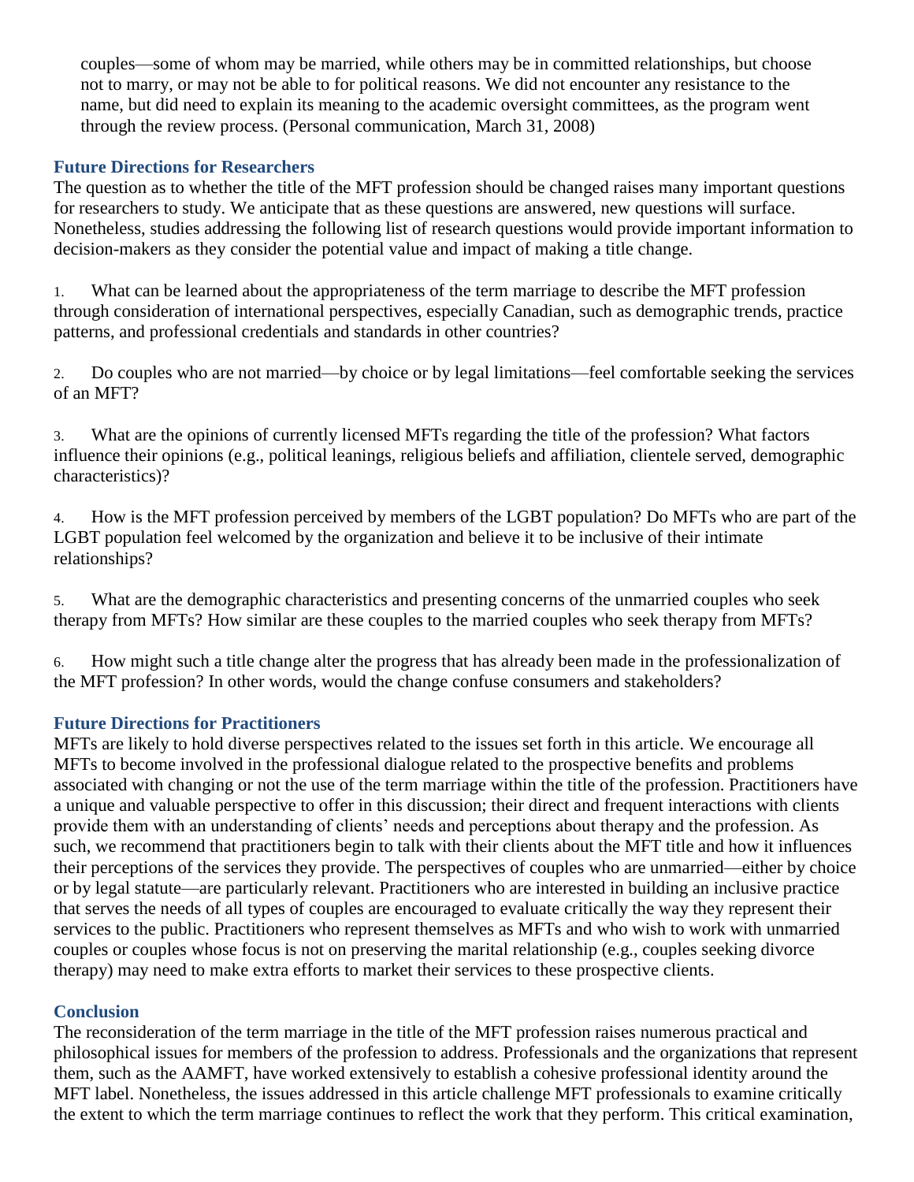couples—some of whom may be married, while others may be in committed relationships, but choose not to marry, or may not be able to for political reasons. We did not encounter any resistance to the name, but did need to explain its meaning to the academic oversight committees, as the program went through the review process. (Personal communication, March 31, 2008)

### Future Directions for Researchers

The question as to whether the title of the MFT profession should be changed raises many important questions for researchers to study. We anticipate that as these questions are answered, new questions will surface. Nonetheless, studies addressing the following list of research questions would provide important information to decision-makers as they consider the potential value and impact of making a title change.

1. What can be learned about the appropriateness of the term marriage to describe the MFT profession through consideration of international perspectives, especially Canadian, such as demographic trends, practice patterns, and professional credentials and standards in other countries?

2. Do couples who are not married—by choice or by legal limitations—feel comfortable seeking the services of an MFT?

3. What are the opinions of currently licensed MFTs regarding the title of the profession? What factors influence their opinions (e.g., political leanings, religious beliefs and affiliation, clientele served, demographic characteristics)?

4. How is the MFT profession perceived by members of the LGBT population? Do MFTs who are part of the LGBT population feel welcomed by the organization and believe it to be inclusive of their intimate relationships?

5. What are the demographic characteristics and presenting concerns of the unmarried couples who seek therapy from MFTs? How similar are these couples to the married couples who seek therapy from MFTs?

6. How might such a title change alter the progress that has already been made in the professionalization of the MFT profession? In other words, would the change confuse consumers and stakeholders?

### Future Directions for Practitioners

MFTs are likely to hold diverse perspectives related to the issues set forth in this article. We encourage all MFTs to become involved in the professional dialogue related to the prospective benefits and problems associated with changing or not the use of the term marriage within the title of the profession. Practitioners have a unique and valuable perspective to offer in this discussion; their direct and frequent interactions with clients provide them with an understanding of clients' needs and perceptions about therapy and the profession. As such, we recommend that practitioners begin to talk with their clients about the MFT title and how it influences their perceptions of the services they provide. The perspectives of couples who are unmarried—either by choice or by legal statute—are particularly relevant. Practitioners who are interested in building an inclusive practice that serves the needs of all types of couples are encouraged to evaluate critically the way they represent their services to the public. Practitioners who represent themselves as MFTs and who wish to work with unmarried couples or couples whose focus is not on preserving the marital relationship (e.g., couples seeking divorce therapy) may need to make extra efforts to market their services to these prospective clients.

### Conclusion

The reconsideration of the term marriage in the title of the MFT profession raises numerous practical and philosophical issues for members of the profession to address. Professionals and the organizations that represent them, such as the AAMFT, have worked extensively to establish a cohesive professional identity around the MFT label. Nonetheless, the issues addressed in this article challenge MFT professionals to examine critically the extent to which the term marriage continues to reflect the work that they perform. This critical examination,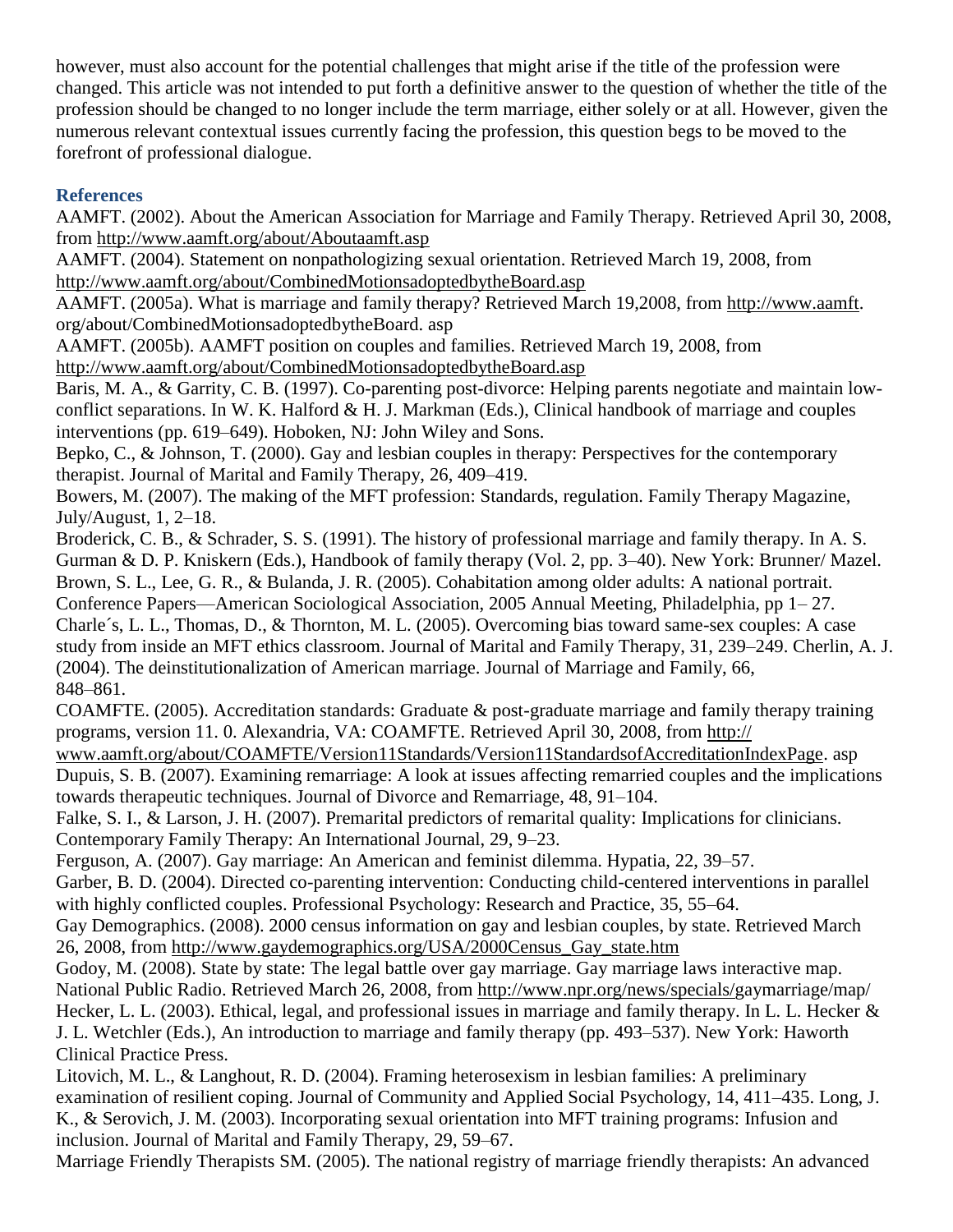however, must also account for the potential challenges that might arise if the title of the profession were changed. This article was not intended to put forth a definitive answer to the question of whether the title of the profession should be changed to no longer include the term marriage, either solely or at all. However, given the numerous relevant contextual issues currently facing the profession, this question begs to be moved to the forefront of professional dialogue.

## References

AAMFT. (2002). About the American Association for Marriage and Family Therapy. Retrieved April 30, 2008, from http://www.aamft.org/about/Aboutaamft.asp

AAMFT. (2004). Statement on nonpathologizing sexual orientation. Retrieved March 19, 2008, from http://www.aamft.org/about/CombinedMotionsadoptedbytheBoard.asp

AAMFT. (2005a). What is marriage and family therapy? Retrieved March 19,2008, from http://www.aamft. org/about/CombinedMotionsadoptedbytheBoard. asp

AAMFT. (2005b). AAMFT position on couples and families. Retrieved March 19, 2008, from http://www.aamft.org/about/CombinedMotionsadoptedbytheBoard.asp

Baris, M. A., & Garrity, C. B. (1997). Co-parenting post-divorce: Helping parents negotiate and maintain low-conflict separations. In W. K. Halford & H. J. Markman (Eds.), Clinical handbook of marriage and couples interventions (pp. 619–649). Hoboken, NJ: John Wiley and Sons.

Bepko, C., & Johnson, T. (2000). Gay and lesbian couples in therapy: Perspectives for the contemporary therapist. Journal of Marital and Family Therapy, 26, 409–419.

Bowers, M. (2007). The making of the MFT profession: Standards, regulation. Family Therapy Magazine, July/August, 1, 2–18.

Broderick, C. B., & Schrader, S. S. (1991). The history of professional marriage and family therapy. In A. S. Gurman & D. P. Kniskern (Eds.), Handbook of family therapy (Vol. 2, pp. 3–40). New York: Brunner/ Mazel.

Brown, S. L., Lee, G. R., & Bulanda, J. R. (2005). Cohabitation among older adults: A national portrait. Conference Papers—American Sociological Association, 2005 Annual Meeting, Philadelphia, pp 1– 27.

Charle´s, L. L., Thomas, D., & Thornton, M. L. (2005). Overcoming bias toward same-sex couples: A case study from inside an MFT ethics classroom. Journal of Marital and Family Therapy, 31, 239–249.

Cherlin, A. J. (2004). The deinstitutionalization of American marriage. Journal of Marriage and Family, 66, 848–861.

COAMFTE. (2005). Accreditation standards: Graduate & post-graduate marriage and family therapy training programs, version 11. 0. Alexandria, VA: COAMFTE. Retrieved April 30, 2008, from http:// www.aamft.org/about/COAMFTE/Version11Standards/Version11StandardsofAccreditationIndexPage. asp

Dupuis, S. B. (2007). Examining remarriage: A look at issues affecting remarried couples and the implications towards therapeutic techniques. Journal of Divorce and Remarriage, 48, 91–104.

Falke, S. I., & Larson, J. H. (2007). Premarital predictors of remarital quality: Implications for clinicians. Contemporary Family Therapy: An International Journal, 29, 9–23.

Ferguson, A. (2007). Gay marriage: An American and feminist dilemma. Hypatia, 22, 39–57.

Garber, B. D. (2004). Directed co-parenting intervention: Conducting child-centered interventions in parallel with highly conflicted couples. Professional Psychology: Research and Practice, 35, 55–64.

Gay Demographics. (2008). 2000 census information on gay and lesbian couples, by state. Retrieved March 26, 2008, from http://www.gaydemographics.org/USA/2000Census_Gay_state.htm

Godoy, M. (2008). State by state: The legal battle over gay marriage. Gay marriage laws interactive map. National Public Radio. Retrieved March 26, 2008, from http://www.npr.org/news/specials/gaymarriage/map/

Hecker, L. L. (2003). Ethical, legal, and professional issues in marriage and family therapy. In L. L. Hecker & J. L. Wetchler (Eds.), An introduction to marriage and family therapy (pp. 493–537). New York: Haworth Clinical Practice Press.

Litovich, M. L., & Langhout, R. D. (2004). Framing heterosexism in lesbian families: A preliminary examination of resilient coping. Journal of Community and Applied Social Psychology, 14, 411–435.

Long, J. K., & Serovich, J. M. (2003). Incorporating sexual orientation into MFT training programs: Infusion and inclusion. Journal of Marital and Family Therapy, 29, 59–67.

Marriage Friendly Therapists SM. (2005). The national registry of marriage friendly therapists: An advanced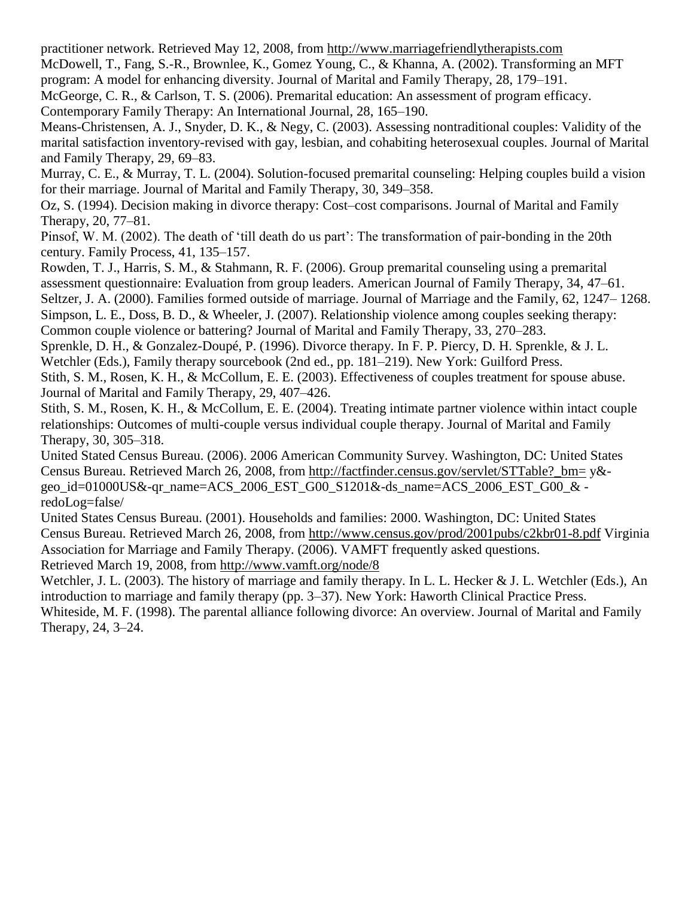practitioner network. Retrieved May 12, 2008, from http://www.marriagefriendlytherapists.com

McDowell, T., Fang, S.-R., Brownlee, K., Gomez Young, C., & Khanna, A. (2002). Transforming an MFT program: A model for enhancing diversity. Journal of Marital and Family Therapy, 28, 179–191.

McGeorge, C. R., & Carlson, T. S. (2006). Premarital education: An assessment of program efficacy. Contemporary Family Therapy: An International Journal, 28, 165–190.

Means-Christensen, A. J., Snyder, D. K., & Negy, C. (2003). Assessing nontraditional couples: Validity of the marital satisfaction inventory-revised with gay, lesbian, and cohabiting heterosexual couples. Journal of Marital and Family Therapy, 29, 69–83.

Murray, C. E., & Murray, T. L. (2004). Solution-focused premarital counseling: Helping couples build a vision for their marriage. Journal of Marital and Family Therapy, 30, 349–358.

Oz, S. (1994). Decision making in divorce therapy: Cost–cost comparisons. Journal of Marital and Family Therapy, 20, 77–81.

Pinsof, W. M. (2002). The death of 'till death do us part': The transformation of pair-bonding in the 20th century. Family Process, 41, 135–157.

Rowden, T. J., Harris, S. M., & Stahmann, R. F. (2006). Group premarital counseling using a premarital assessment questionnaire: Evaluation from group leaders. American Journal of Family Therapy, 34, 47–61.

Seltzer, J. A. (2000). Families formed outside of marriage. Journal of Marriage and the Family, 62, 1247– 1268.

Simpson, L. E., Doss, B. D., & Wheeler, J. (2007). Relationship violence among couples seeking therapy: Common couple violence or battering? Journal of Marital and Family Therapy, 33, 270–283.

Sprenkle, D. H., & Gonzalez-Doupé, P. (1996). Divorce therapy. In F. P. Piercy, D. H. Sprenkle, & J. L. Wetchler (Eds.), Family therapy sourcebook (2nd ed., pp. 181–219). New York: Guilford Press.

Stith, S. M., Rosen, K. H., & McCollum, E. E. (2003). Effectiveness of couples treatment for spouse abuse. Journal of Marital and Family Therapy, 29, 407–426.

Stith, S. M., Rosen, K. H., & McCollum, E. E. (2004). Treating intimate partner violence within intact couple relationships: Outcomes of multi-couple versus individual couple therapy. Journal of Marital and Family Therapy, 30, 305–318.

United Stated Census Bureau. (2006). 2006 American Community Survey. Washington, DC: United States Census Bureau. Retrieved March 26, 2008, from http://factfinder.census.gov/servlet/STTable?_bm= y&-geo_id=01000US&-qr_name=ACS_2006_EST_G00_S1201&-ds_name=ACS_2006_EST_G00_& -redoLog=false/

United States Census Bureau. (2001). Households and families: 2000. Washington, DC: United States Census Bureau. Retrieved March 26, 2008, from http://www.census.gov/prod/2001pubs/c2kbr01-8.pdf Virginia Association for Marriage and Family Therapy. (2006). VAMFT frequently asked questions. Retrieved March 19, 2008, from http://www.vamft.org/node/8

Wetchler, J. L. (2003). The history of marriage and family therapy. In L. L. Hecker & J. L. Wetchler (Eds.), An introduction to marriage and family therapy (pp. 3–37). New York: Haworth Clinical Practice Press.

Whiteside, M. F. (1998). The parental alliance following divorce: An overview. Journal of Marital and Family Therapy, 24, 3–24.